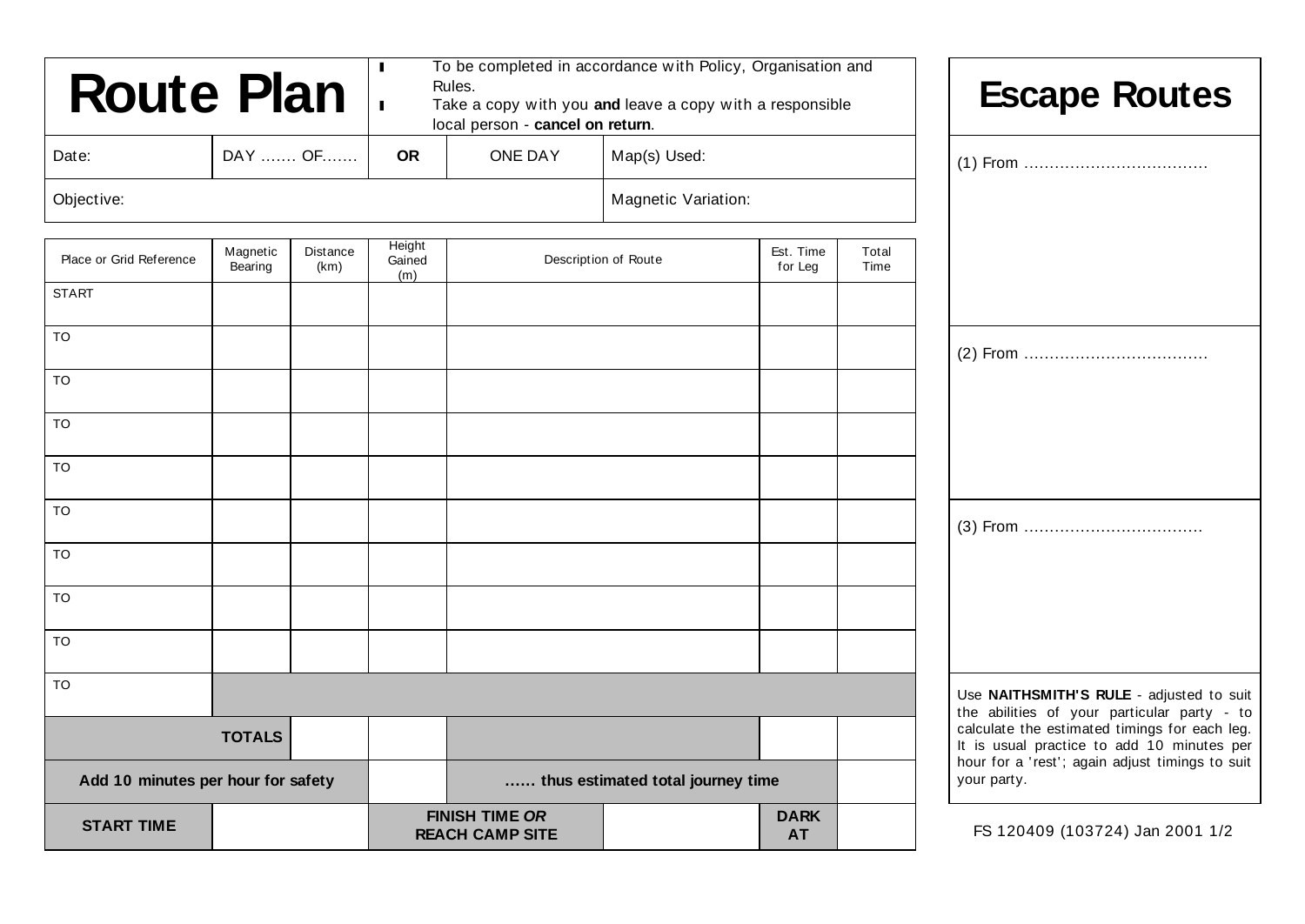# Route Plan

- To be completed in accordance with Policy, Organisation and Rules.
- Take a copy with you **and** leave a copy with a responsible local person - **cancel on return**.

| Date: | DAY ……. OF……. | **OR** | ONE DAY | Map(s) Used: |
|---|---|---|---|---|
| Objective: | | | | Magnetic Variation: |

| Place or Grid Reference | Magnetic Bearing | Distance (km) | Height Gained (m) | Description of Route | Est. Time for Leg | Total Time |
|---|---|---|---|---|---|---|
| START | | | | | | |
| TO | | | | | | |
| TO | | | | | | |
| TO | | | | | | |
| TO | | | | | | |
| TO | | | | | | |
| TO | | | | | | |
| TO | | | | | | |
| TO | | | | | | |
| TO | | | | | | |
| **TOTALS** | | | | | | |
| **Add 10 minutes per hour for safety** | | | | **…… thus estimated total journey time** | | |
| **START TIME** | | | **FINISH TIME *OR* REACH CAMP SITE** | | **DARK AT** | |

# Escape Routes

(1) From ………………………………

(2) From ………………………………

(3) From ………………………………

Use **NAITHSMITH'S RULE** - adjusted to suit the abilities of your particular party - to calculate the estimated timings for each leg. It is usual practice to add 10 minutes per hour for a 'rest'; again adjust timings to suit your party.

FS 120409 (103724) Jan 2001 1/2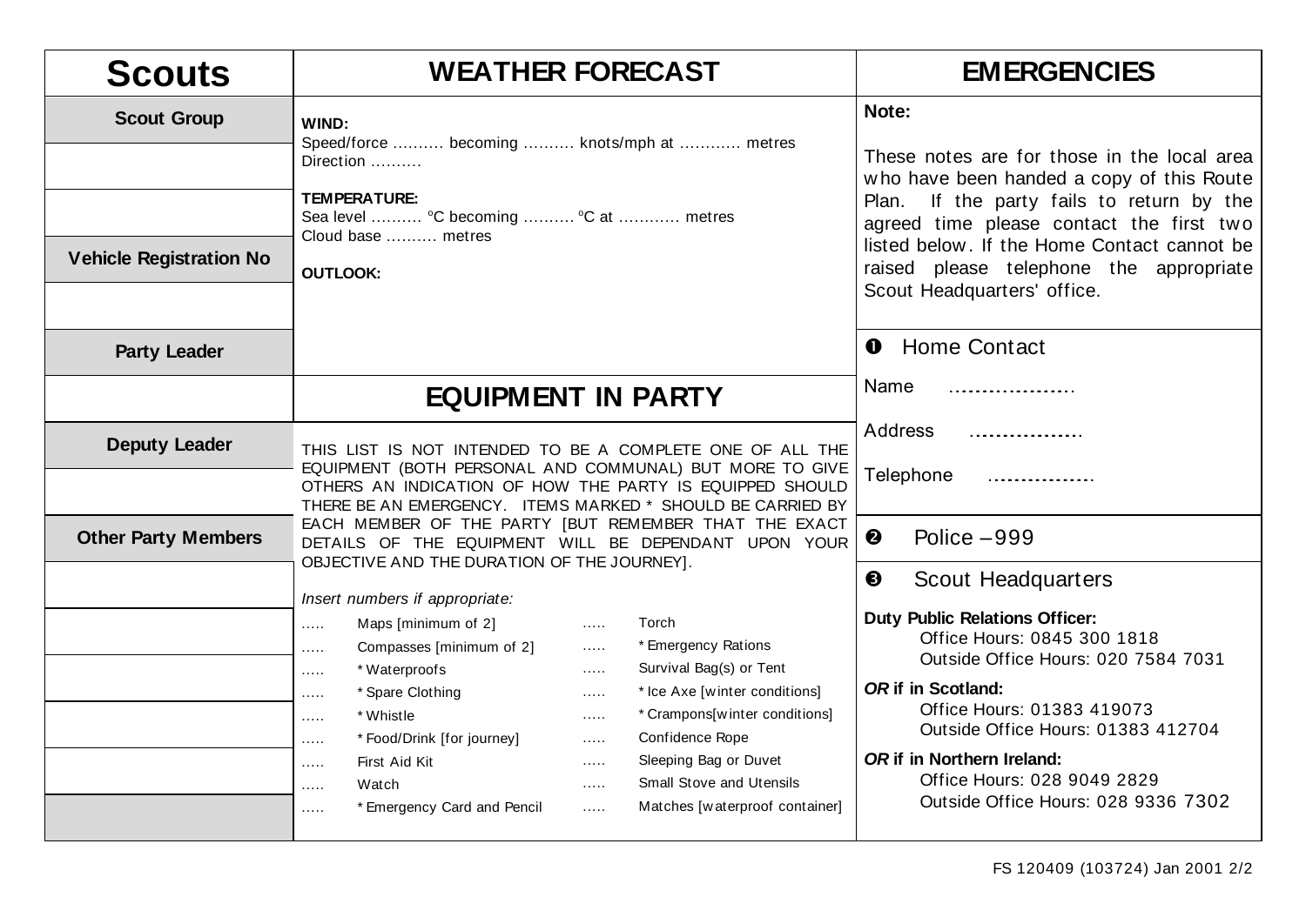# Scouts

| Scouts |
|---|
| **Scout Group** |
| |
| |
| **Vehicle Registration No** |
| |
| **Party Leader** |
| |
| **Deputy Leader** |
| |
| **Other Party Members** |
| |
| |
| |
| |
| |
| |

## WEATHER FORECAST

**WIND:**
Speed/force .......... becoming .......... knots/mph at ............ metres
Direction ..........

**TEMPERATURE:**
Sea level .......... °C becoming .......... °C at ............ metres
Cloud base .......... metres

**OUTLOOK:**

## EQUIPMENT IN PARTY

THIS LIST IS NOT INTENDED TO BE A COMPLETE ONE OF ALL THE EQUIPMENT (BOTH PERSONAL AND COMMUNAL) BUT MORE TO GIVE OTHERS AN INDICATION OF HOW THE PARTY IS EQUIPPED SHOULD THERE BE AN EMERGENCY. ITEMS MARKED * SHOULD BE CARRIED BY EACH MEMBER OF THE PARTY [BUT REMEMBER THAT THE EXACT DETAILS OF THE EQUIPMENT WILL BE DEPENDANT UPON YOUR OBJECTIVE AND THE DURATION OF THE JOURNEY].

*Insert numbers if appropriate:*

| | | | |
|---|---|---|---|
| ..... | Maps [minimum of 2] | ..... | Torch |
| ..... | Compasses [minimum of 2] | ..... | * Emergency Rations |
| ..... | * Waterproofs | ..... | Survival Bag(s) or Tent |
| ..... | * Spare Clothing | ..... | * Ice Axe [winter conditions] |
| ..... | * Whistle | ..... | * Crampons[winter conditions] |
| ..... | * Food/Drink [for journey] | ..... | Confidence Rope |
| ..... | First Aid Kit | ..... | Sleeping Bag or Duvet |
| ..... | Watch | ..... | Small Stove and Utensils |
| ..... | * Emergency Card and Pencil | ..... | Matches [waterproof container] |

## EMERGENCIES

**Note:**

These notes are for those in the local area who have been handed a copy of this Route Plan. If the party fails to return by the agreed time please contact the first two listed below. If the Home Contact cannot be raised please telephone the appropriate Scout Headquarters' office.

❶ Home Contact

Name ....................

Address ..................

Telephone .................

❷ Police – 999

❸ Scout Headquarters

**Duty Public Relations Officer:**
Office Hours: 0845 300 1818
Outside Office Hours: 020 7584 7031

***OR* if in Scotland:**
Office Hours: 01383 419073
Outside Office Hours: 01383 412704

***OR* if in Northern Ireland:**
Office Hours: 028 9049 2829
Outside Office Hours: 028 9336 7302

FS 120409 (103724) Jan 2001 2/2